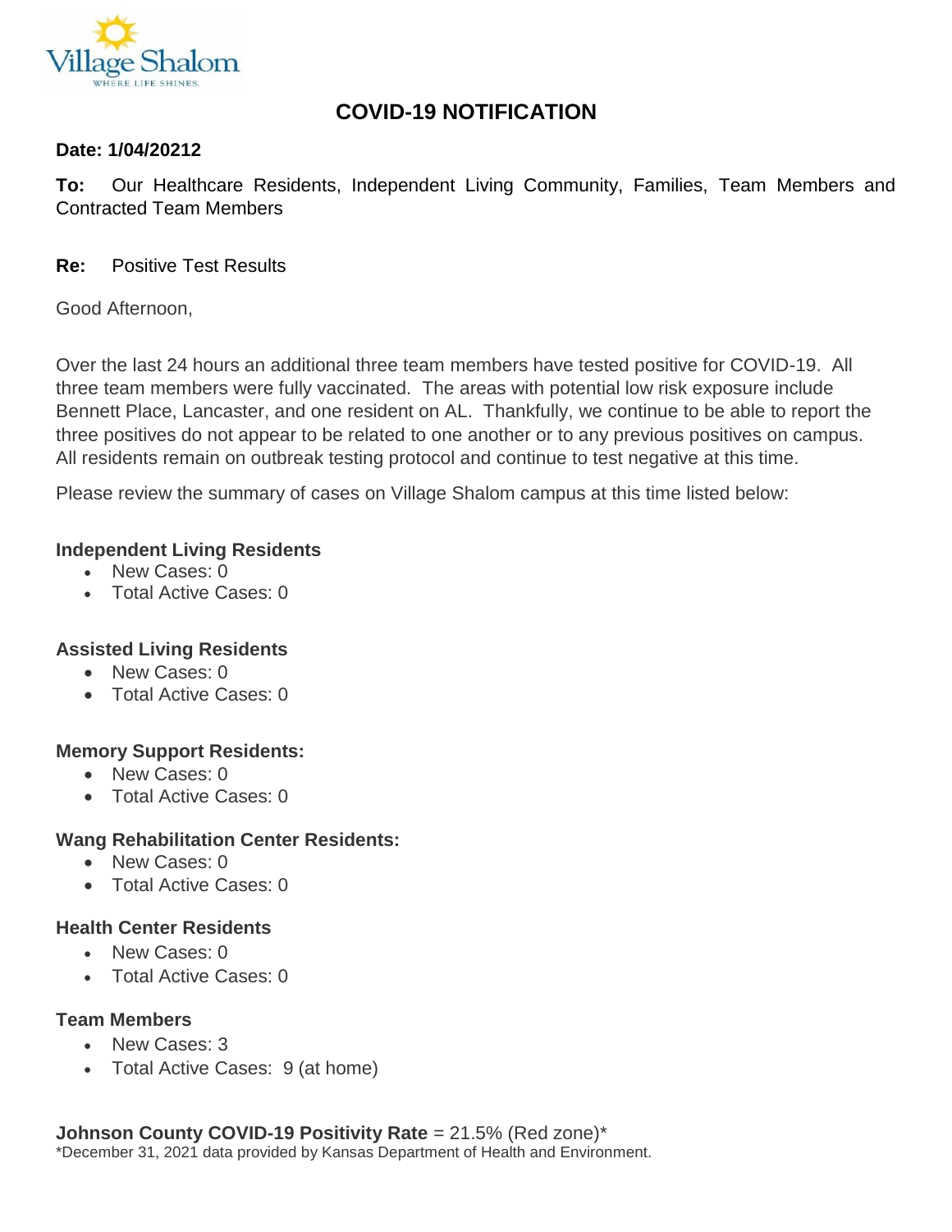Village Shalom
WHERE LIFE SHINES.

# COVID-19 NOTIFICATION

**Date: 1/04/20212**

**To:** Our Healthcare Residents, Independent Living Community, Families, Team Members and Contracted Team Members

**Re:** Positive Test Results

Good Afternoon,

Over the last 24 hours an additional three team members have tested positive for COVID-19. All three team members were fully vaccinated. The areas with potential low risk exposure include Bennett Place, Lancaster, and one resident on AL. Thankfully, we continue to be able to report the three positives do not appear to be related to one another or to any previous positives on campus. All residents remain on outbreak testing protocol and continue to test negative at this time.

Please review the summary of cases on Village Shalom campus at this time listed below:

**Independent Living Residents**

- New Cases: 0
- Total Active Cases: 0

**Assisted Living Residents**

- New Cases: 0
- Total Active Cases: 0

**Memory Support Residents:**

- New Cases: 0
- Total Active Cases: 0

**Wang Rehabilitation Center Residents:**

- New Cases: 0
- Total Active Cases: 0

**Health Center Residents**

- New Cases: 0
- Total Active Cases: 0

**Team Members**

- New Cases: 3
- Total Active Cases: 9 (at home)

**Johnson County COVID-19 Positivity Rate** = 21.5% (Red zone)*

*December 31, 2021 data provided by Kansas Department of Health and Environment.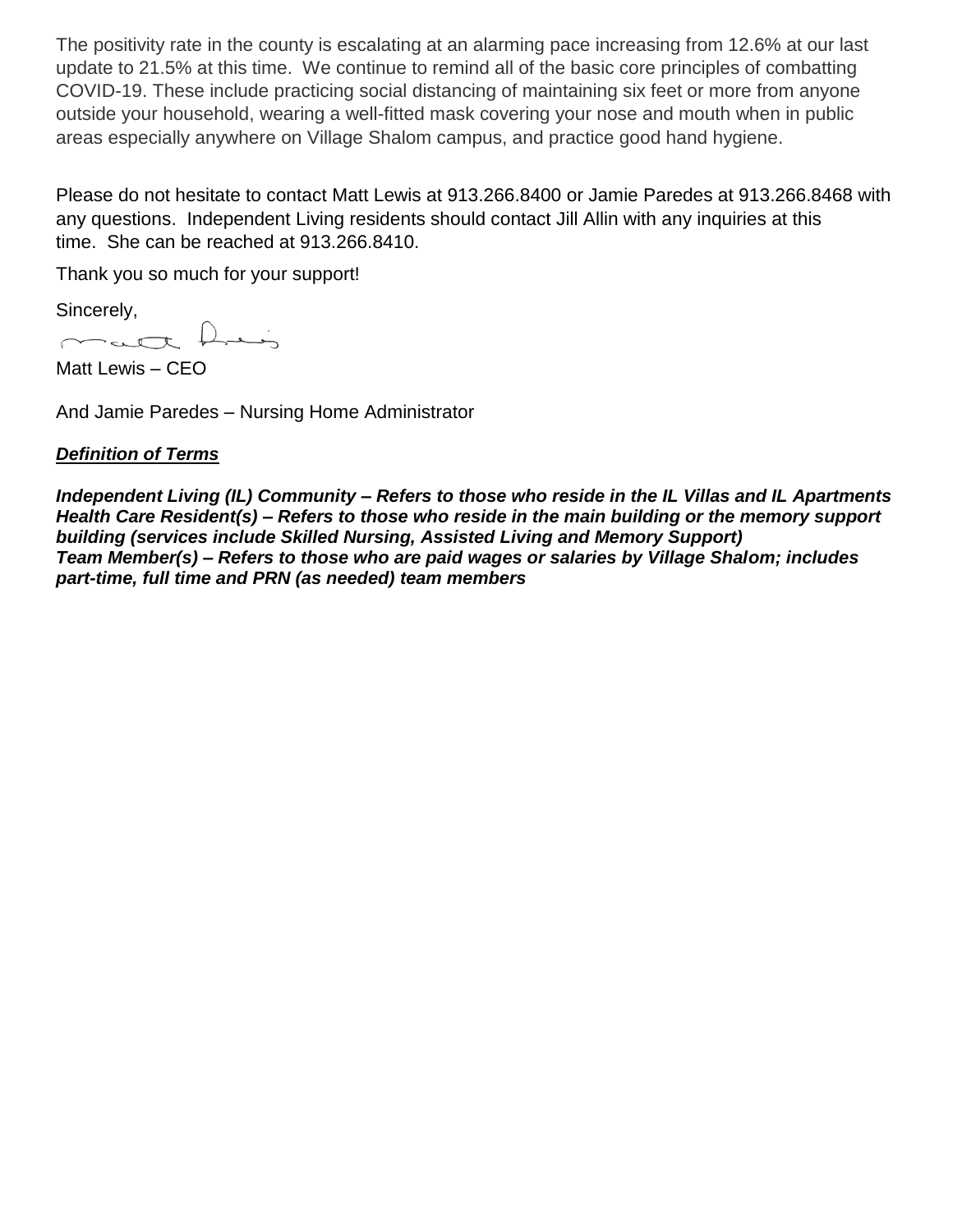The positivity rate in the county is escalating at an alarming pace increasing from 12.6% at our last update to 21.5% at this time. We continue to remind all of the basic core principles of combatting COVID-19. These include practicing social distancing of maintaining six feet or more from anyone outside your household, wearing a well-fitted mask covering your nose and mouth when in public areas especially anywhere on Village Shalom campus, and practice good hand hygiene.

Please do not hesitate to contact Matt Lewis at 913.266.8400 or Jamie Paredes at 913.266.8468 with any questions. Independent Living residents should contact Jill Allin with any inquiries at this time. She can be reached at 913.266.8410.

Thank you so much for your support!

Sincerely,

Matt Lewis – CEO

And Jamie Paredes – Nursing Home Administrator

***<u>Definition of Terms</u>***

***Independent Living (IL) Community – Refers to those who reside in the IL Villas and IL Apartments***
***Health Care Resident(s) – Refers to those who reside in the main building or the memory support building (services include Skilled Nursing, Assisted Living and Memory Support)***
***Team Member(s) – Refers to those who are paid wages or salaries by Village Shalom; includes part-time, full time and PRN (as needed) team members***